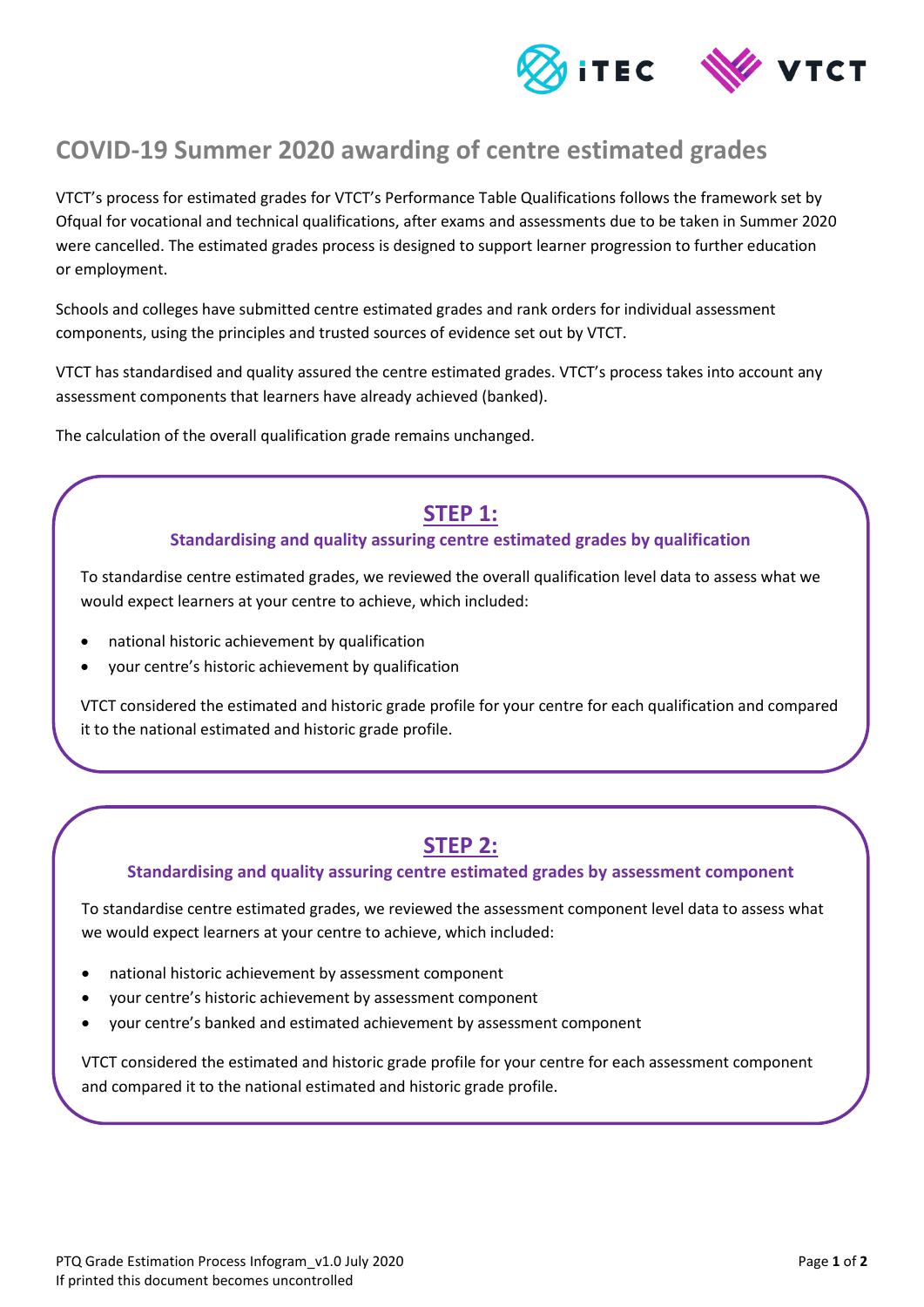# COVID-19 Summer 2020 awarding of centre estimated grades

VTCT's process for estimated grades for VTCT's Performance Table Qualifications follows the framework set by Ofqual for vocational and technical qualifications, after exams and assessments due to be taken in Summer 2020 were cancelled. The estimated grades process is designed to support learner progression to further education or employment.

Schools and colleges have submitted centre estimated grades and rank orders for individual assessment components, using the principles and trusted sources of evidence set out by VTCT.

VTCT has standardised and quality assured the centre estimated grades. VTCT's process takes into account any assessment components that learners have already achieved (banked).

The calculation of the overall qualification grade remains unchanged.

## STEP 1:

### Standardising and quality assuring centre estimated grades by qualification

To standardise centre estimated grades, we reviewed the overall qualification level data to assess what we would expect learners at your centre to achieve, which included:

- national historic achievement by qualification
- your centre's historic achievement by qualification

VTCT considered the estimated and historic grade profile for your centre for each qualification and compared it to the national estimated and historic grade profile.

## STEP 2:

### Standardising and quality assuring centre estimated grades by assessment component

To standardise centre estimated grades, we reviewed the assessment component level data to assess what we would expect learners at your centre to achieve, which included:

- national historic achievement by assessment component
- your centre's historic achievement by assessment component
- your centre's banked and estimated achievement by assessment component

VTCT considered the estimated and historic grade profile for your centre for each assessment component and compared it to the national estimated and historic grade profile.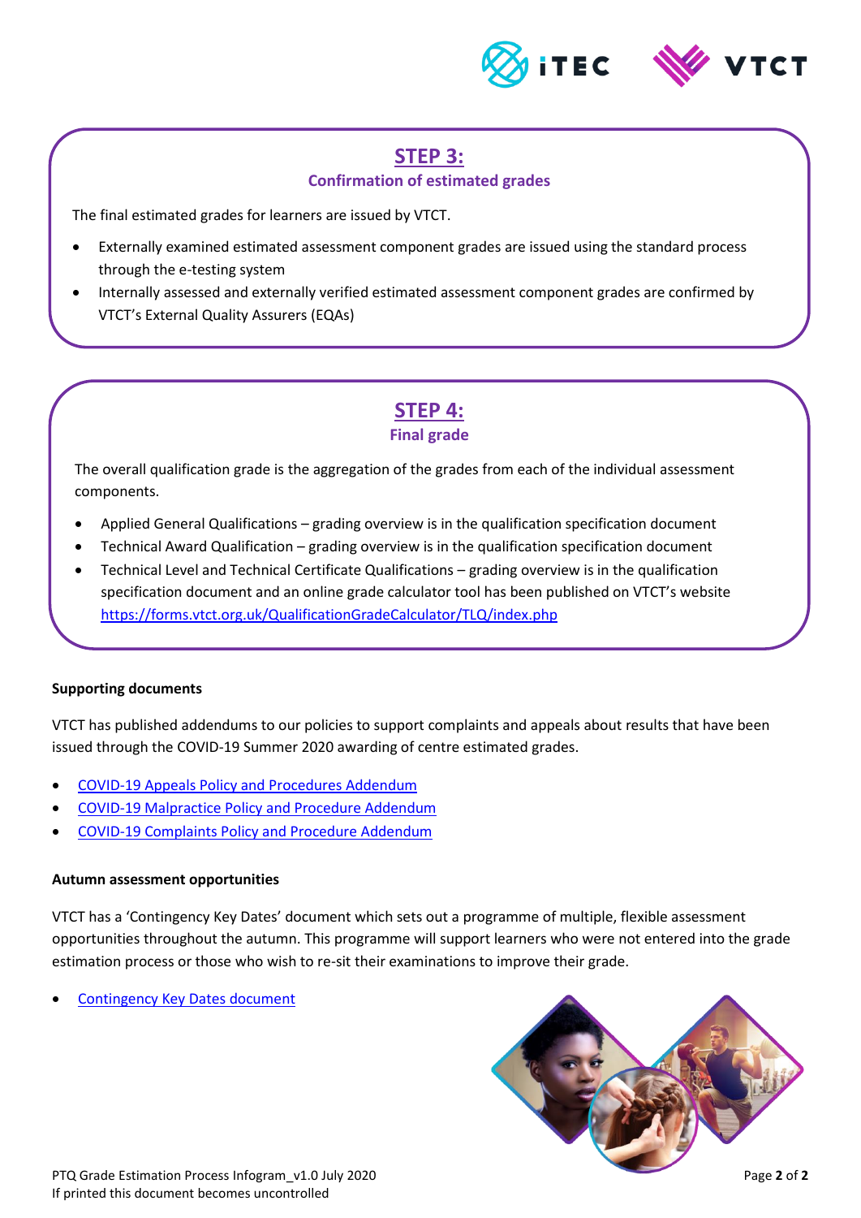## STEP 3:

### Confirmation of estimated grades

The final estimated grades for learners are issued by VTCT.

- Externally examined estimated assessment component grades are issued using the standard process through the e-testing system
- Internally assessed and externally verified estimated assessment component grades are confirmed by VTCT's External Quality Assurers (EQAs)

## STEP 4:

### Final grade

The overall qualification grade is the aggregation of the grades from each of the individual assessment components.

- Applied General Qualifications – grading overview is in the qualification specification document
- Technical Award Qualification – grading overview is in the qualification specification document
- Technical Level and Technical Certificate Qualifications – grading overview is in the qualification specification document and an online grade calculator tool has been published on VTCT's website https://forms.vtct.org.uk/QualificationGradeCalculator/TLQ/index.php

**Supporting documents**

VTCT has published addendums to our policies to support complaints and appeals about results that have been issued through the COVID-19 Summer 2020 awarding of centre estimated grades.

- COVID-19 Appeals Policy and Procedures Addendum
- COVID-19 Malpractice Policy and Procedure Addendum
- COVID-19 Complaints Policy and Procedure Addendum

**Autumn assessment opportunities**

VTCT has a 'Contingency Key Dates' document which sets out a programme of multiple, flexible assessment opportunities throughout the autumn. This programme will support learners who were not entered into the grade estimation process or those who wish to re-sit their examinations to improve their grade.

- Contingency Key Dates document

PTQ Grade Estimation Process Infogram_v1.0 July 2020
If printed this document becomes uncontrolled